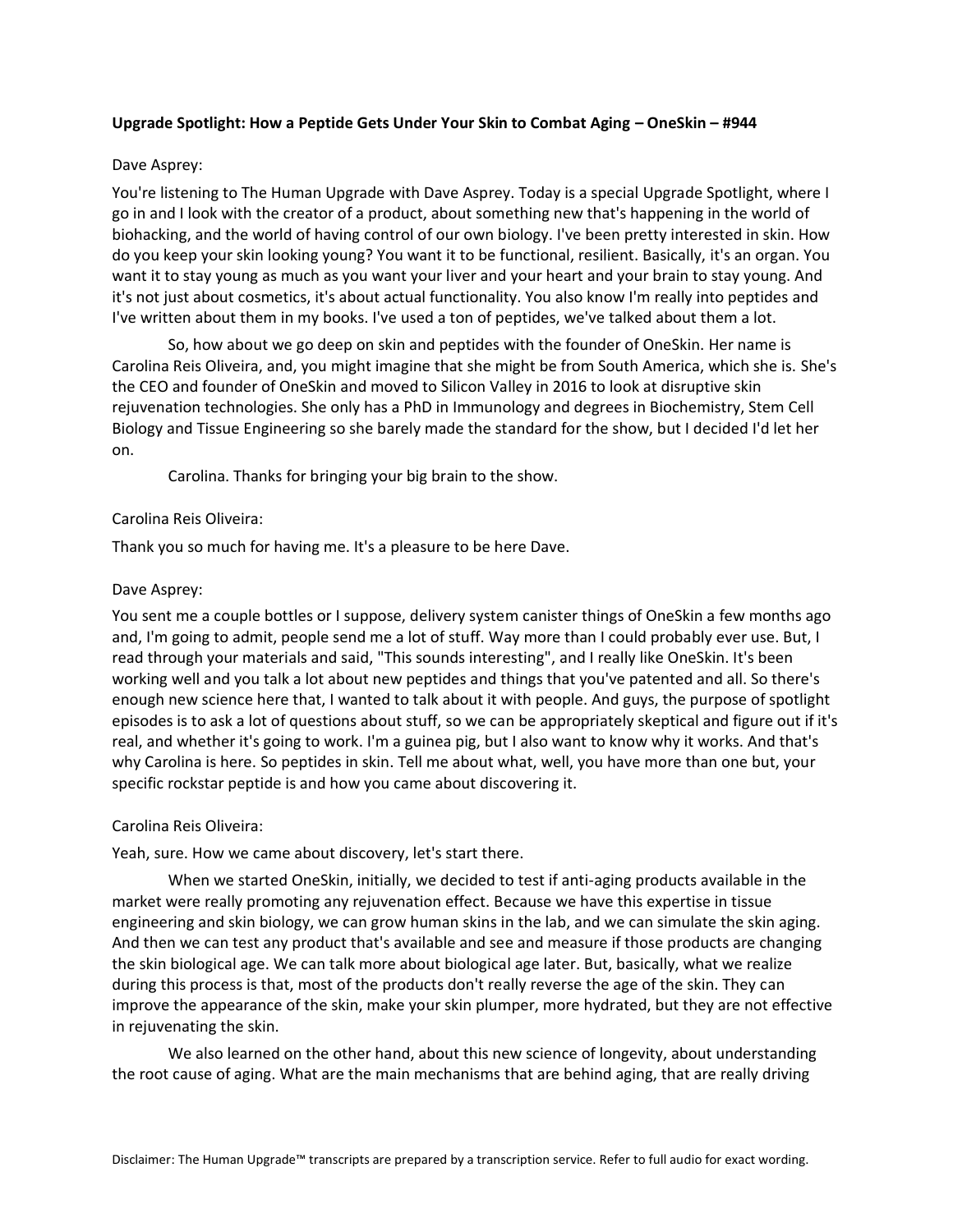**Upgrade Spotlight: How a Peptide Gets Under Your Skin to Combat Aging – OneSkin – #944**

Dave Asprey:

You're listening to The Human Upgrade with Dave Asprey. Today is a special Upgrade Spotlight, where I go in and I look with the creator of a product, about something new that's happening in the world of biohacking, and the world of having control of our own biology. I've been pretty interested in skin. How do you keep your skin looking young? You want it to be functional, resilient. Basically, it's an organ. You want it to stay young as much as you want your liver and your heart and your brain to stay young. And it's not just about cosmetics, it's about actual functionality. You also know I'm really into peptides and I've written about them in my books. I've used a ton of peptides, we've talked about them a lot.

So, how about we go deep on skin and peptides with the founder of OneSkin. Her name is Carolina Reis Oliveira, and, you might imagine that she might be from South America, which she is. She's the CEO and founder of OneSkin and moved to Silicon Valley in 2016 to look at disruptive skin rejuvenation technologies. She only has a PhD in Immunology and degrees in Biochemistry, Stem Cell Biology and Tissue Engineering so she barely made the standard for the show, but I decided I'd let her on.

Carolina. Thanks for bringing your big brain to the show.

Carolina Reis Oliveira:

Thank you so much for having me. It's a pleasure to be here Dave.

Dave Asprey:

You sent me a couple bottles or I suppose, delivery system canister things of OneSkin a few months ago and, I'm going to admit, people send me a lot of stuff. Way more than I could probably ever use. But, I read through your materials and said, "This sounds interesting", and I really like OneSkin. It's been working well and you talk a lot about new peptides and things that you've patented and all. So there's enough new science here that, I wanted to talk about it with people. And guys, the purpose of spotlight episodes is to ask a lot of questions about stuff, so we can be appropriately skeptical and figure out if it's real, and whether it's going to work. I'm a guinea pig, but I also want to know why it works. And that's why Carolina is here. So peptides in skin. Tell me about what, well, you have more than one but, your specific rockstar peptide is and how you came about discovering it.

Carolina Reis Oliveira:

Yeah, sure. How we came about discovery, let's start there.

When we started OneSkin, initially, we decided to test if anti-aging products available in the market were really promoting any rejuvenation effect. Because we have this expertise in tissue engineering and skin biology, we can grow human skins in the lab, and we can simulate the skin aging. And then we can test any product that's available and see and measure if those products are changing the skin biological age. We can talk more about biological age later. But, basically, what we realize during this process is that, most of the products don't really reverse the age of the skin. They can improve the appearance of the skin, make your skin plumper, more hydrated, but they are not effective in rejuvenating the skin.

We also learned on the other hand, about this new science of longevity, about understanding the root cause of aging. What are the main mechanisms that are behind aging, that are really driving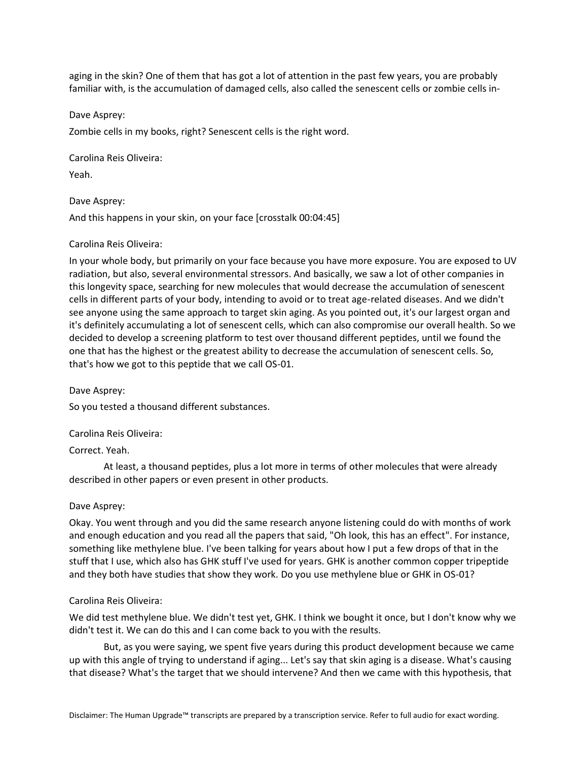aging in the skin? One of them that has got a lot of attention in the past few years, you are probably familiar with, is the accumulation of damaged cells, also called the senescent cells or zombie cells in-

Dave Asprey:

Zombie cells in my books, right? Senescent cells is the right word.

Carolina Reis Oliveira:

Yeah.

Dave Asprey:

And this happens in your skin, on your face [crosstalk 00:04:45]

Carolina Reis Oliveira:

In your whole body, but primarily on your face because you have more exposure. You are exposed to UV radiation, but also, several environmental stressors. And basically, we saw a lot of other companies in this longevity space, searching for new molecules that would decrease the accumulation of senescent cells in different parts of your body, intending to avoid or to treat age-related diseases. And we didn't see anyone using the same approach to target skin aging. As you pointed out, it's our largest organ and it's definitely accumulating a lot of senescent cells, which can also compromise our overall health. So we decided to develop a screening platform to test over thousand different peptides, until we found the one that has the highest or the greatest ability to decrease the accumulation of senescent cells. So, that's how we got to this peptide that we call OS-01.

Dave Asprey:

So you tested a thousand different substances.

Carolina Reis Oliveira:

Correct. Yeah.

At least, a thousand peptides, plus a lot more in terms of other molecules that were already described in other papers or even present in other products.

Dave Asprey:

Okay. You went through and you did the same research anyone listening could do with months of work and enough education and you read all the papers that said, "Oh look, this has an effect". For instance, something like methylene blue. I've been talking for years about how I put a few drops of that in the stuff that I use, which also has GHK stuff I've used for years. GHK is another common copper tripeptide and they both have studies that show they work. Do you use methylene blue or GHK in OS-01?

Carolina Reis Oliveira:

We did test methylene blue. We didn't test yet, GHK. I think we bought it once, but I don't know why we didn't test it. We can do this and I can come back to you with the results.

But, as you were saying, we spent five years during this product development because we came up with this angle of trying to understand if aging... Let's say that skin aging is a disease. What's causing that disease? What's the target that we should intervene? And then we came with this hypothesis, that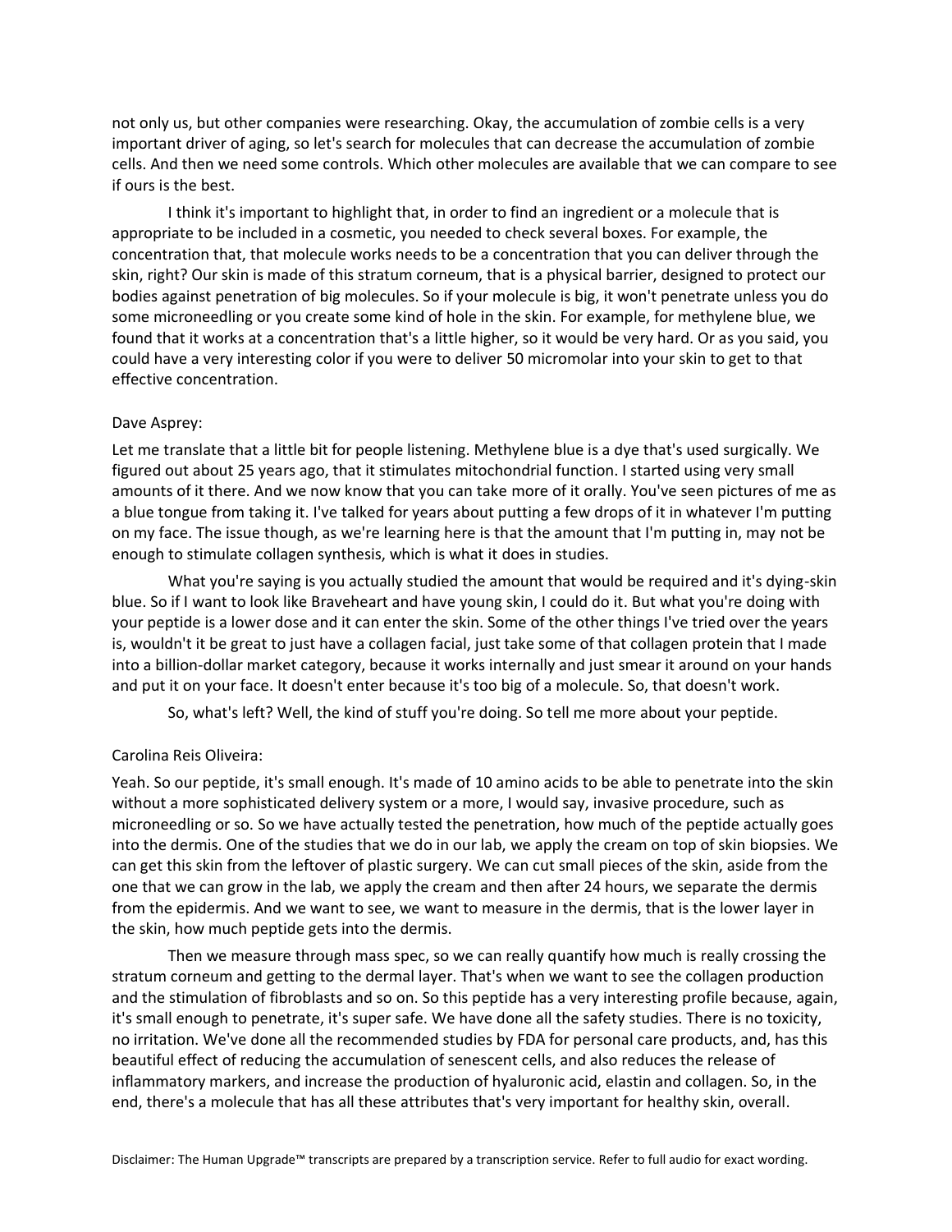not only us, but other companies were researching. Okay, the accumulation of zombie cells is a very important driver of aging, so let's search for molecules that can decrease the accumulation of zombie cells. And then we need some controls. Which other molecules are available that we can compare to see if ours is the best.

I think it's important to highlight that, in order to find an ingredient or a molecule that is appropriate to be included in a cosmetic, you needed to check several boxes. For example, the concentration that, that molecule works needs to be a concentration that you can deliver through the skin, right? Our skin is made of this stratum corneum, that is a physical barrier, designed to protect our bodies against penetration of big molecules. So if your molecule is big, it won't penetrate unless you do some microneedling or you create some kind of hole in the skin. For example, for methylene blue, we found that it works at a concentration that's a little higher, so it would be very hard. Or as you said, you could have a very interesting color if you were to deliver 50 micromolar into your skin to get to that effective concentration.

Dave Asprey:

Let me translate that a little bit for people listening. Methylene blue is a dye that's used surgically. We figured out about 25 years ago, that it stimulates mitochondrial function. I started using very small amounts of it there. And we now know that you can take more of it orally. You've seen pictures of me as a blue tongue from taking it. I've talked for years about putting a few drops of it in whatever I'm putting on my face. The issue though, as we're learning here is that the amount that I'm putting in, may not be enough to stimulate collagen synthesis, which is what it does in studies.

What you're saying is you actually studied the amount that would be required and it's dying-skin blue. So if I want to look like Braveheart and have young skin, I could do it. But what you're doing with your peptide is a lower dose and it can enter the skin. Some of the other things I've tried over the years is, wouldn't it be great to just have a collagen facial, just take some of that collagen protein that I made into a billion-dollar market category, because it works internally and just smear it around on your hands and put it on your face. It doesn't enter because it's too big of a molecule. So, that doesn't work.

So, what's left? Well, the kind of stuff you're doing. So tell me more about your peptide.

Carolina Reis Oliveira:

Yeah. So our peptide, it's small enough. It's made of 10 amino acids to be able to penetrate into the skin without a more sophisticated delivery system or a more, I would say, invasive procedure, such as microneedling or so. So we have actually tested the penetration, how much of the peptide actually goes into the dermis. One of the studies that we do in our lab, we apply the cream on top of skin biopsies. We can get this skin from the leftover of plastic surgery. We can cut small pieces of the skin, aside from the one that we can grow in the lab, we apply the cream and then after 24 hours, we separate the dermis from the epidermis. And we want to see, we want to measure in the dermis, that is the lower layer in the skin, how much peptide gets into the dermis.

Then we measure through mass spec, so we can really quantify how much is really crossing the stratum corneum and getting to the dermal layer. That's when we want to see the collagen production and the stimulation of fibroblasts and so on. So this peptide has a very interesting profile because, again, it's small enough to penetrate, it's super safe. We have done all the safety studies. There is no toxicity, no irritation. We've done all the recommended studies by FDA for personal care products, and, has this beautiful effect of reducing the accumulation of senescent cells, and also reduces the release of inflammatory markers, and increase the production of hyaluronic acid, elastin and collagen. So, in the end, there's a molecule that has all these attributes that's very important for healthy skin, overall.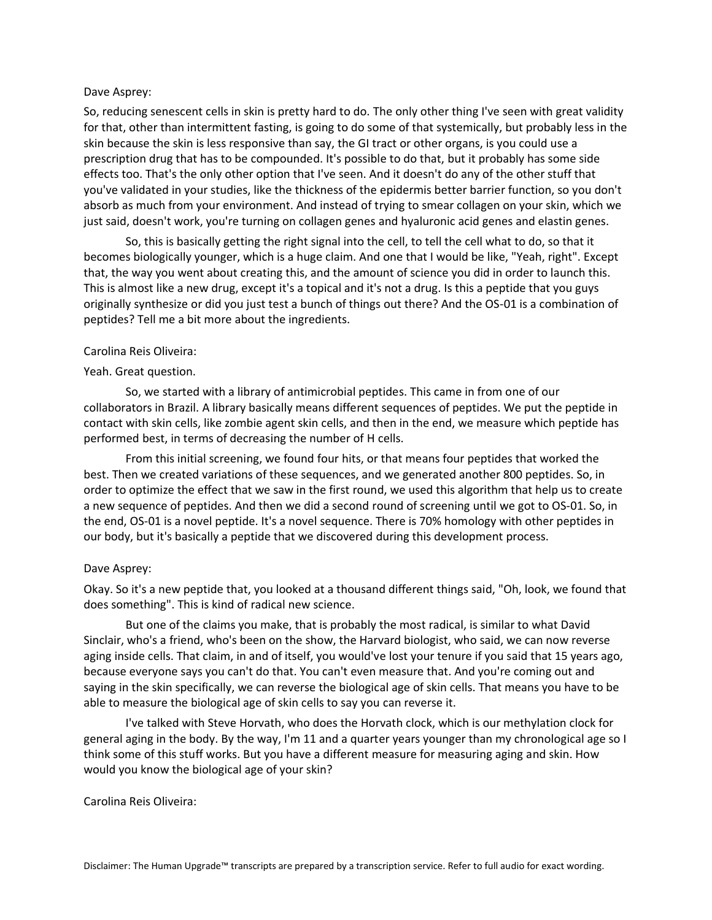Dave Asprey:

So, reducing senescent cells in skin is pretty hard to do. The only other thing I've seen with great validity for that, other than intermittent fasting, is going to do some of that systemically, but probably less in the skin because the skin is less responsive than say, the GI tract or other organs, is you could use a prescription drug that has to be compounded. It's possible to do that, but it probably has some side effects too. That's the only other option that I've seen. And it doesn't do any of the other stuff that you've validated in your studies, like the thickness of the epidermis better barrier function, so you don't absorb as much from your environment. And instead of trying to smear collagen on your skin, which we just said, doesn't work, you're turning on collagen genes and hyaluronic acid genes and elastin genes.

So, this is basically getting the right signal into the cell, to tell the cell what to do, so that it becomes biologically younger, which is a huge claim. And one that I would be like, "Yeah, right". Except that, the way you went about creating this, and the amount of science you did in order to launch this. This is almost like a new drug, except it's a topical and it's not a drug. Is this a peptide that you guys originally synthesize or did you just test a bunch of things out there? And the OS-01 is a combination of peptides? Tell me a bit more about the ingredients.

Carolina Reis Oliveira:

Yeah. Great question.

So, we started with a library of antimicrobial peptides. This came in from one of our collaborators in Brazil. A library basically means different sequences of peptides. We put the peptide in contact with skin cells, like zombie agent skin cells, and then in the end, we measure which peptide has performed best, in terms of decreasing the number of H cells.

From this initial screening, we found four hits, or that means four peptides that worked the best. Then we created variations of these sequences, and we generated another 800 peptides. So, in order to optimize the effect that we saw in the first round, we used this algorithm that help us to create a new sequence of peptides. And then we did a second round of screening until we got to OS-01. So, in the end, OS-01 is a novel peptide. It's a novel sequence. There is 70% homology with other peptides in our body, but it's basically a peptide that we discovered during this development process.

Dave Asprey:

Okay. So it's a new peptide that, you looked at a thousand different things said, "Oh, look, we found that does something". This is kind of radical new science.

But one of the claims you make, that is probably the most radical, is similar to what David Sinclair, who's a friend, who's been on the show, the Harvard biologist, who said, we can now reverse aging inside cells. That claim, in and of itself, you would've lost your tenure if you said that 15 years ago, because everyone says you can't do that. You can't even measure that. And you're coming out and saying in the skin specifically, we can reverse the biological age of skin cells. That means you have to be able to measure the biological age of skin cells to say you can reverse it.

I've talked with Steve Horvath, who does the Horvath clock, which is our methylation clock for general aging in the body. By the way, I'm 11 and a quarter years younger than my chronological age so I think some of this stuff works. But you have a different measure for measuring aging and skin. How would you know the biological age of your skin?

Carolina Reis Oliveira:

Disclaimer: The Human Upgrade™ transcripts are prepared by a transcription service. Refer to full audio for exact wording.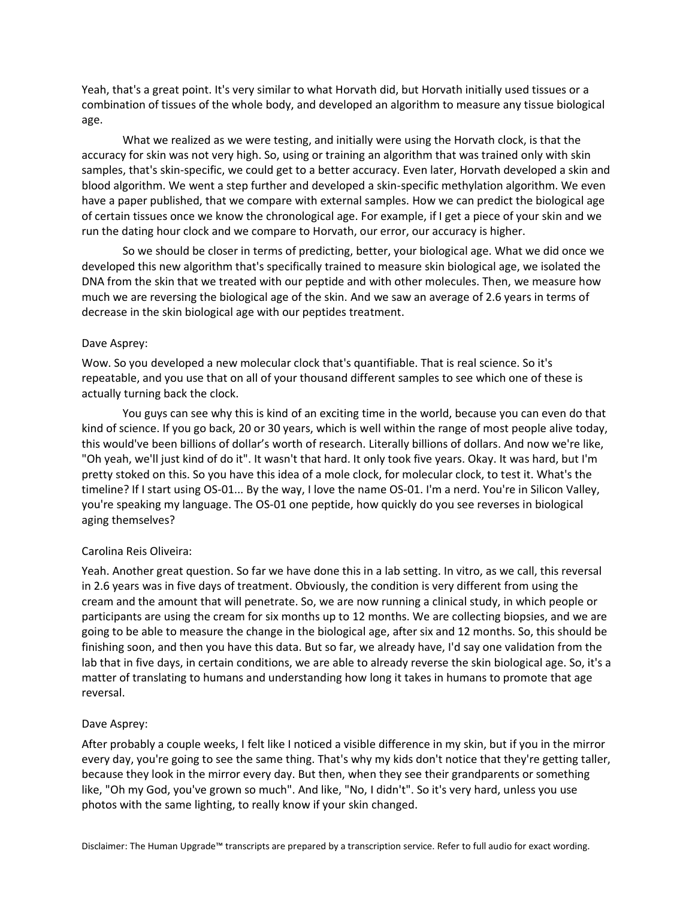Yeah, that's a great point. It's very similar to what Horvath did, but Horvath initially used tissues or a combination of tissues of the whole body, and developed an algorithm to measure any tissue biological age.

What we realized as we were testing, and initially were using the Horvath clock, is that the accuracy for skin was not very high. So, using or training an algorithm that was trained only with skin samples, that's skin-specific, we could get to a better accuracy. Even later, Horvath developed a skin and blood algorithm. We went a step further and developed a skin-specific methylation algorithm. We even have a paper published, that we compare with external samples. How we can predict the biological age of certain tissues once we know the chronological age. For example, if I get a piece of your skin and we run the dating hour clock and we compare to Horvath, our error, our accuracy is higher.

So we should be closer in terms of predicting, better, your biological age. What we did once we developed this new algorithm that's specifically trained to measure skin biological age, we isolated the DNA from the skin that we treated with our peptide and with other molecules. Then, we measure how much we are reversing the biological age of the skin. And we saw an average of 2.6 years in terms of decrease in the skin biological age with our peptides treatment.

Dave Asprey:

Wow. So you developed a new molecular clock that's quantifiable. That is real science. So it's repeatable, and you use that on all of your thousand different samples to see which one of these is actually turning back the clock.

You guys can see why this is kind of an exciting time in the world, because you can even do that kind of science. If you go back, 20 or 30 years, which is well within the range of most people alive today, this would've been billions of dollar's worth of research. Literally billions of dollars. And now we're like, "Oh yeah, we'll just kind of do it". It wasn't that hard. It only took five years. Okay. It was hard, but I'm pretty stoked on this. So you have this idea of a mole clock, for molecular clock, to test it. What's the timeline? If I start using OS-01... By the way, I love the name OS-01. I'm a nerd. You're in Silicon Valley, you're speaking my language. The OS-01 one peptide, how quickly do you see reverses in biological aging themselves?

Carolina Reis Oliveira:

Yeah. Another great question. So far we have done this in a lab setting. In vitro, as we call, this reversal in 2.6 years was in five days of treatment. Obviously, the condition is very different from using the cream and the amount that will penetrate. So, we are now running a clinical study, in which people or participants are using the cream for six months up to 12 months. We are collecting biopsies, and we are going to be able to measure the change in the biological age, after six and 12 months. So, this should be finishing soon, and then you have this data. But so far, we already have, I'd say one validation from the lab that in five days, in certain conditions, we are able to already reverse the skin biological age. So, it's a matter of translating to humans and understanding how long it takes in humans to promote that age reversal.

Dave Asprey:

After probably a couple weeks, I felt like I noticed a visible difference in my skin, but if you in the mirror every day, you're going to see the same thing. That's why my kids don't notice that they're getting taller, because they look in the mirror every day. But then, when they see their grandparents or something like, "Oh my God, you've grown so much". And like, "No, I didn't". So it's very hard, unless you use photos with the same lighting, to really know if your skin changed.

Disclaimer: The Human Upgrade™ transcripts are prepared by a transcription service. Refer to full audio for exact wording.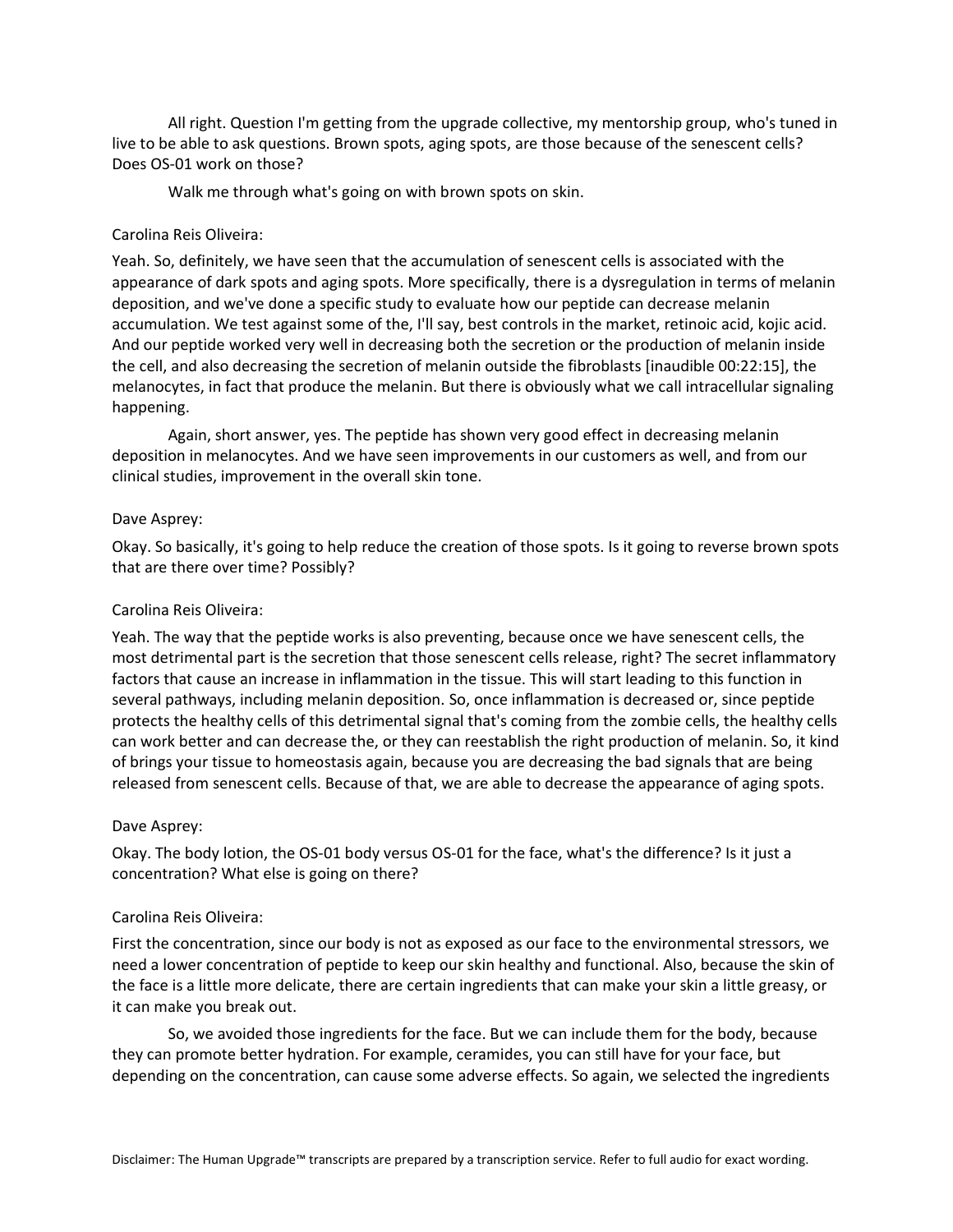All right. Question I'm getting from the upgrade collective, my mentorship group, who's tuned in live to be able to ask questions. Brown spots, aging spots, are those because of the senescent cells? Does OS-01 work on those?

Walk me through what's going on with brown spots on skin.

Carolina Reis Oliveira:

Yeah. So, definitely, we have seen that the accumulation of senescent cells is associated with the appearance of dark spots and aging spots. More specifically, there is a dysregulation in terms of melanin deposition, and we've done a specific study to evaluate how our peptide can decrease melanin accumulation. We test against some of the, I'll say, best controls in the market, retinoic acid, kojic acid. And our peptide worked very well in decreasing both the secretion or the production of melanin inside the cell, and also decreasing the secretion of melanin outside the fibroblasts [inaudible 00:22:15], the melanocytes, in fact that produce the melanin. But there is obviously what we call intracellular signaling happening.

Again, short answer, yes. The peptide has shown very good effect in decreasing melanin deposition in melanocytes. And we have seen improvements in our customers as well, and from our clinical studies, improvement in the overall skin tone.

Dave Asprey:

Okay. So basically, it's going to help reduce the creation of those spots. Is it going to reverse brown spots that are there over time? Possibly?

Carolina Reis Oliveira:

Yeah. The way that the peptide works is also preventing, because once we have senescent cells, the most detrimental part is the secretion that those senescent cells release, right? The secret inflammatory factors that cause an increase in inflammation in the tissue. This will start leading to this function in several pathways, including melanin deposition. So, once inflammation is decreased or, since peptide protects the healthy cells of this detrimental signal that's coming from the zombie cells, the healthy cells can work better and can decrease the, or they can reestablish the right production of melanin. So, it kind of brings your tissue to homeostasis again, because you are decreasing the bad signals that are being released from senescent cells. Because of that, we are able to decrease the appearance of aging spots.

Dave Asprey:

Okay. The body lotion, the OS-01 body versus OS-01 for the face, what's the difference? Is it just a concentration? What else is going on there?

Carolina Reis Oliveira:

First the concentration, since our body is not as exposed as our face to the environmental stressors, we need a lower concentration of peptide to keep our skin healthy and functional. Also, because the skin of the face is a little more delicate, there are certain ingredients that can make your skin a little greasy, or it can make you break out.

So, we avoided those ingredients for the face. But we can include them for the body, because they can promote better hydration. For example, ceramides, you can still have for your face, but depending on the concentration, can cause some adverse effects. So again, we selected the ingredients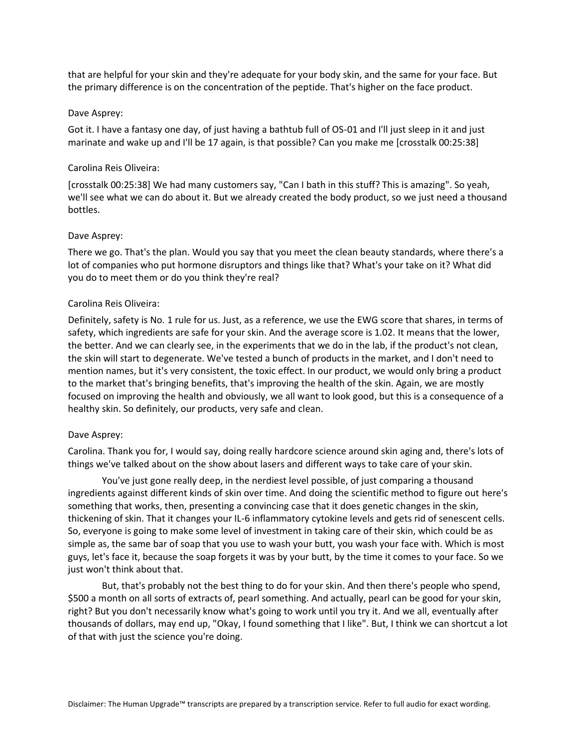that are helpful for your skin and they're adequate for your body skin, and the same for your face. But the primary difference is on the concentration of the peptide. That's higher on the face product.

Dave Asprey:

Got it. I have a fantasy one day, of just having a bathtub full of OS-01 and I'll just sleep in it and just marinate and wake up and I'll be 17 again, is that possible? Can you make me [crosstalk 00:25:38]

Carolina Reis Oliveira:

[crosstalk 00:25:38] We had many customers say, "Can I bath in this stuff? This is amazing". So yeah, we'll see what we can do about it. But we already created the body product, so we just need a thousand bottles.

Dave Asprey:

There we go. That's the plan. Would you say that you meet the clean beauty standards, where there's a lot of companies who put hormone disruptors and things like that? What's your take on it? What did you do to meet them or do you think they're real?

Carolina Reis Oliveira:

Definitely, safety is No. 1 rule for us. Just, as a reference, we use the EWG score that shares, in terms of safety, which ingredients are safe for your skin. And the average score is 1.02. It means that the lower, the better. And we can clearly see, in the experiments that we do in the lab, if the product's not clean, the skin will start to degenerate. We've tested a bunch of products in the market, and I don't need to mention names, but it's very consistent, the toxic effect. In our product, we would only bring a product to the market that's bringing benefits, that's improving the health of the skin. Again, we are mostly focused on improving the health and obviously, we all want to look good, but this is a consequence of a healthy skin. So definitely, our products, very safe and clean.

Dave Asprey:

Carolina. Thank you for, I would say, doing really hardcore science around skin aging and, there's lots of things we've talked about on the show about lasers and different ways to take care of your skin.

You've just gone really deep, in the nerdiest level possible, of just comparing a thousand ingredients against different kinds of skin over time. And doing the scientific method to figure out here's something that works, then, presenting a convincing case that it does genetic changes in the skin, thickening of skin. That it changes your IL-6 inflammatory cytokine levels and gets rid of senescent cells. So, everyone is going to make some level of investment in taking care of their skin, which could be as simple as, the same bar of soap that you use to wash your butt, you wash your face with. Which is most guys, let's face it, because the soap forgets it was by your butt, by the time it comes to your face. So we just won't think about that.

But, that's probably not the best thing to do for your skin. And then there's people who spend, $500 a month on all sorts of extracts of, pearl something. And actually, pearl can be good for your skin, right? But you don't necessarily know what's going to work until you try it. And we all, eventually after thousands of dollars, may end up, "Okay, I found something that I like". But, I think we can shortcut a lot of that with just the science you're doing.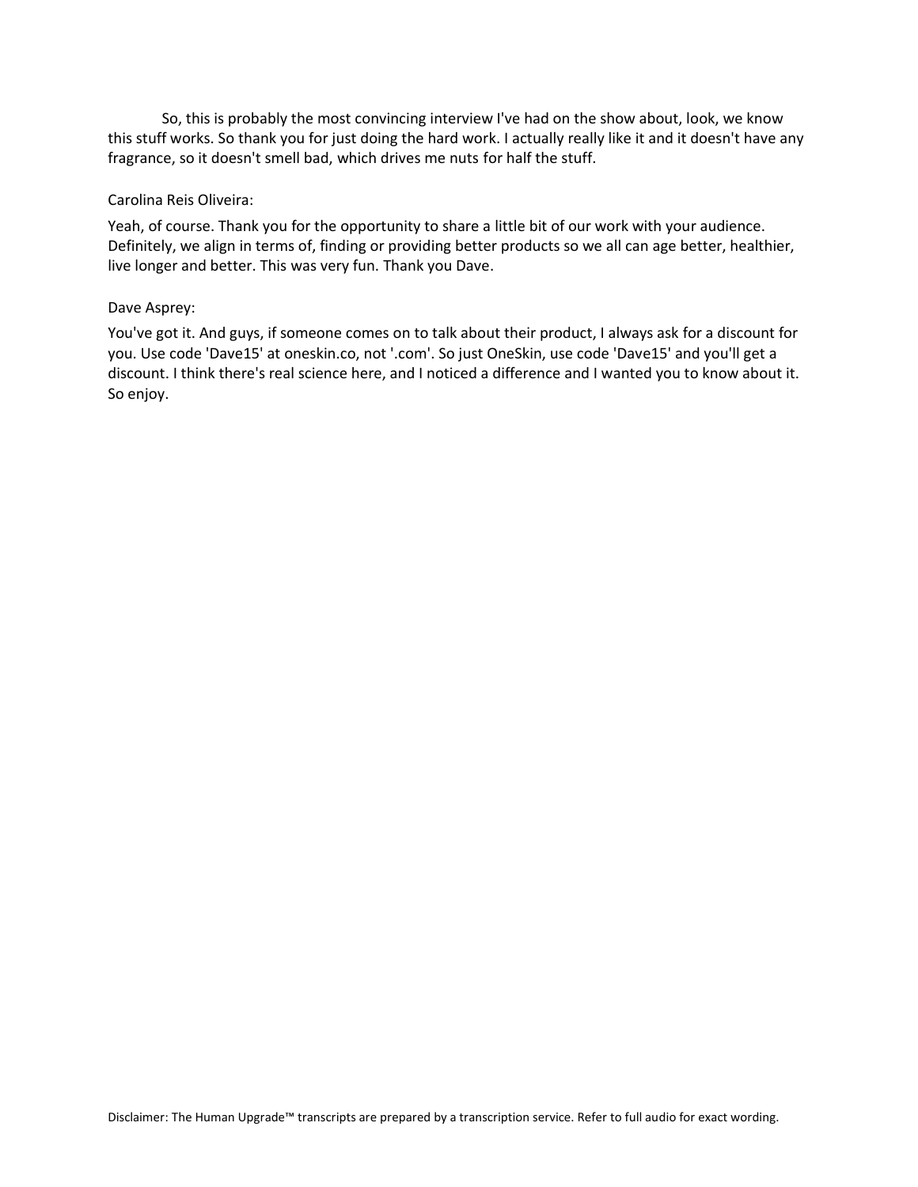So, this is probably the most convincing interview I've had on the show about, look, we know this stuff works. So thank you for just doing the hard work. I actually really like it and it doesn't have any fragrance, so it doesn't smell bad, which drives me nuts for half the stuff.

Carolina Reis Oliveira:

Yeah, of course. Thank you for the opportunity to share a little bit of our work with your audience. Definitely, we align in terms of, finding or providing better products so we all can age better, healthier, live longer and better. This was very fun. Thank you Dave.

Dave Asprey:

You've got it. And guys, if someone comes on to talk about their product, I always ask for a discount for you. Use code 'Dave15' at oneskin.co, not '.com'. So just OneSkin, use code 'Dave15' and you'll get a discount. I think there's real science here, and I noticed a difference and I wanted you to know about it. So enjoy.